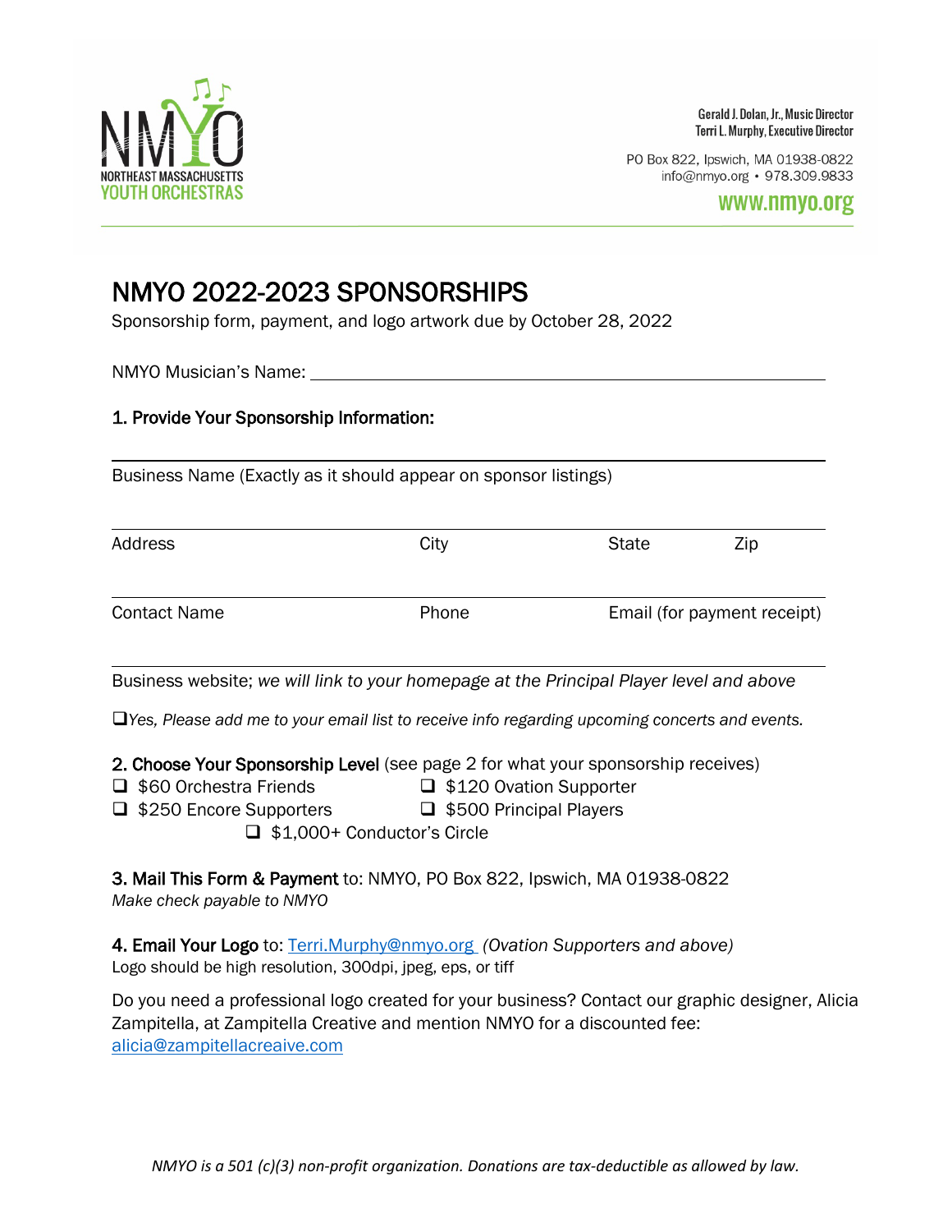NMYO
NORTHEAST MASSACHUSETTS
YOUTH ORCHESTRAS

Gerald J. Dolan, Jr., Music Director
Terri L. Murphy, Executive Director

PO Box 822, Ipswich, MA 01938-0822
info@nmyo.org • 978.309.9833

www.nmyo.org

# NMYO 2022-2023 SPONSORSHIPS

Sponsorship form, payment, and logo artwork due by October 28, 2022

NMYO Musician's Name: ______________________________

**1. Provide Your Sponsorship Information:**

______________________________
Business Name (Exactly as it should appear on sponsor listings)

______________________________
Address | City | State | Zip

______________________________
Contact Name | Phone | Email (for payment receipt)

______________________________
Business website; *we will link to your homepage at the Principal Player level and above*

☐ *Yes, Please add me to your email list to receive info regarding upcoming concerts and events.*

**2. Choose Your Sponsorship Level** (see page 2 for what your sponsorship receives)

- ☐ $60 Orchestra Friends
- ☐ $120 Ovation Supporter
- ☐ $250 Encore Supporters
- ☐ $500 Principal Players
- ☐ $1,000+ Conductor's Circle

**3. Mail This Form & Payment** to: NMYO, PO Box 822, Ipswich, MA 01938-0822
*Make check payable to NMYO*

**4. Email Your Logo** to: Terri.Murphy@nmyo.org *(Ovation Supporters and above)*
Logo should be high resolution, 300dpi, jpeg, eps, or tiff

Do you need a professional logo created for your business? Contact our graphic designer, Alicia Zampitella, at Zampitella Creative and mention NMYO for a discounted fee: alicia@zampitellacreaive.com

*NMYO is a 501 (c)(3) non-profit organization. Donations are tax-deductible as allowed by law.*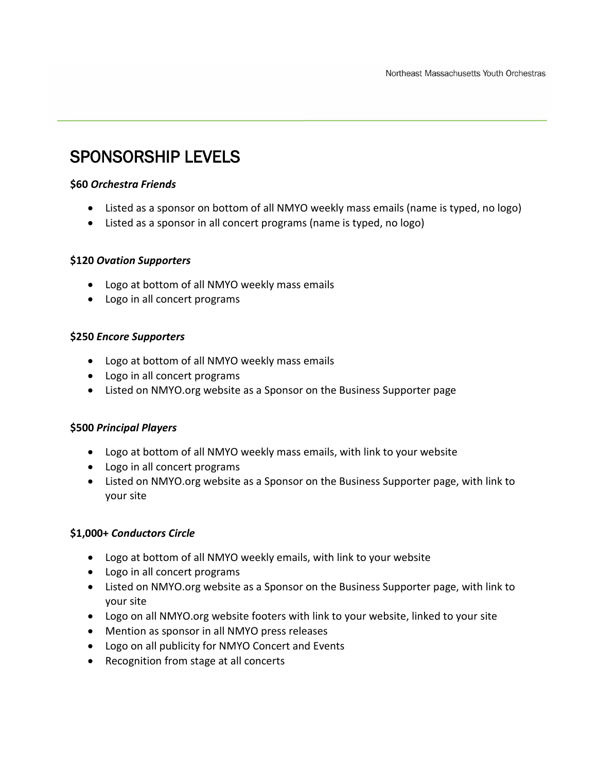# SPONSORSHIP LEVELS

**$60 *Orchestra Friends***

- Listed as a sponsor on bottom of all NMYO weekly mass emails (name is typed, no logo)
- Listed as a sponsor in all concert programs (name is typed, no logo)

**$120 *Ovation Supporters***

- Logo at bottom of all NMYO weekly mass emails
- Logo in all concert programs

**$250 *Encore Supporters***

- Logo at bottom of all NMYO weekly mass emails
- Logo in all concert programs
- Listed on NMYO.org website as a Sponsor on the Business Supporter page

**$500 *Principal Players***

- Logo at bottom of all NMYO weekly mass emails, with link to your website
- Logo in all concert programs
- Listed on NMYO.org website as a Sponsor on the Business Supporter page, with link to your site

**$1,000+ *Conductors Circle***

- Logo at bottom of all NMYO weekly emails, with link to your website
- Logo in all concert programs
- Listed on NMYO.org website as a Sponsor on the Business Supporter page, with link to your site
- Logo on all NMYO.org website footers with link to your website, linked to your site
- Mention as sponsor in all NMYO press releases
- Logo on all publicity for NMYO Concert and Events
- Recognition from stage at all concerts